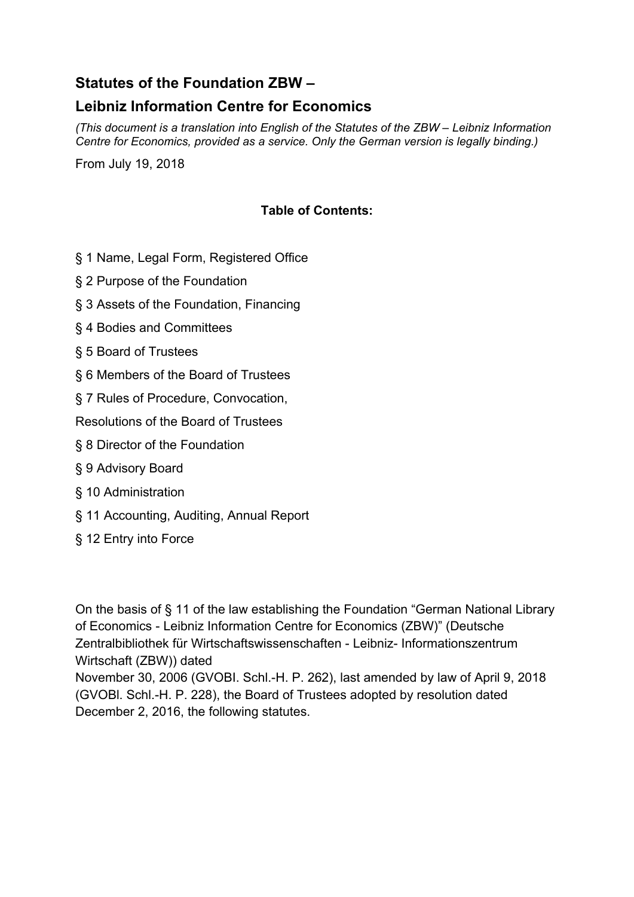# Statutes of the Foundation ZBW –
# Leibniz Information Centre for Economics

*(This document is a translation into English of the Statutes of the ZBW – Leibniz Information Centre for Economics, provided as a service. Only the German version is legally binding.)*

From July 19, 2018

**Table of Contents:**

§ 1 Name, Legal Form, Registered Office

§ 2 Purpose of the Foundation

§ 3 Assets of the Foundation, Financing

§ 4 Bodies and Committees

§ 5 Board of Trustees

§ 6 Members of the Board of Trustees

§ 7 Rules of Procedure, Convocation,

Resolutions of the Board of Trustees

§ 8 Director of the Foundation

§ 9 Advisory Board

§ 10 Administration

§ 11 Accounting, Auditing, Annual Report

§ 12 Entry into Force

On the basis of § 11 of the law establishing the Foundation "German National Library of Economics - Leibniz Information Centre for Economics (ZBW)" (Deutsche Zentralbibliothek für Wirtschaftswissenschaften - Leibniz- Informationszentrum Wirtschaft (ZBW)) dated
November 30, 2006 (GVOBI. Schl.-H. P. 262), last amended by law of April 9, 2018 (GVOBl. Schl.-H. P. 228), the Board of Trustees adopted by resolution dated December 2, 2016, the following statutes.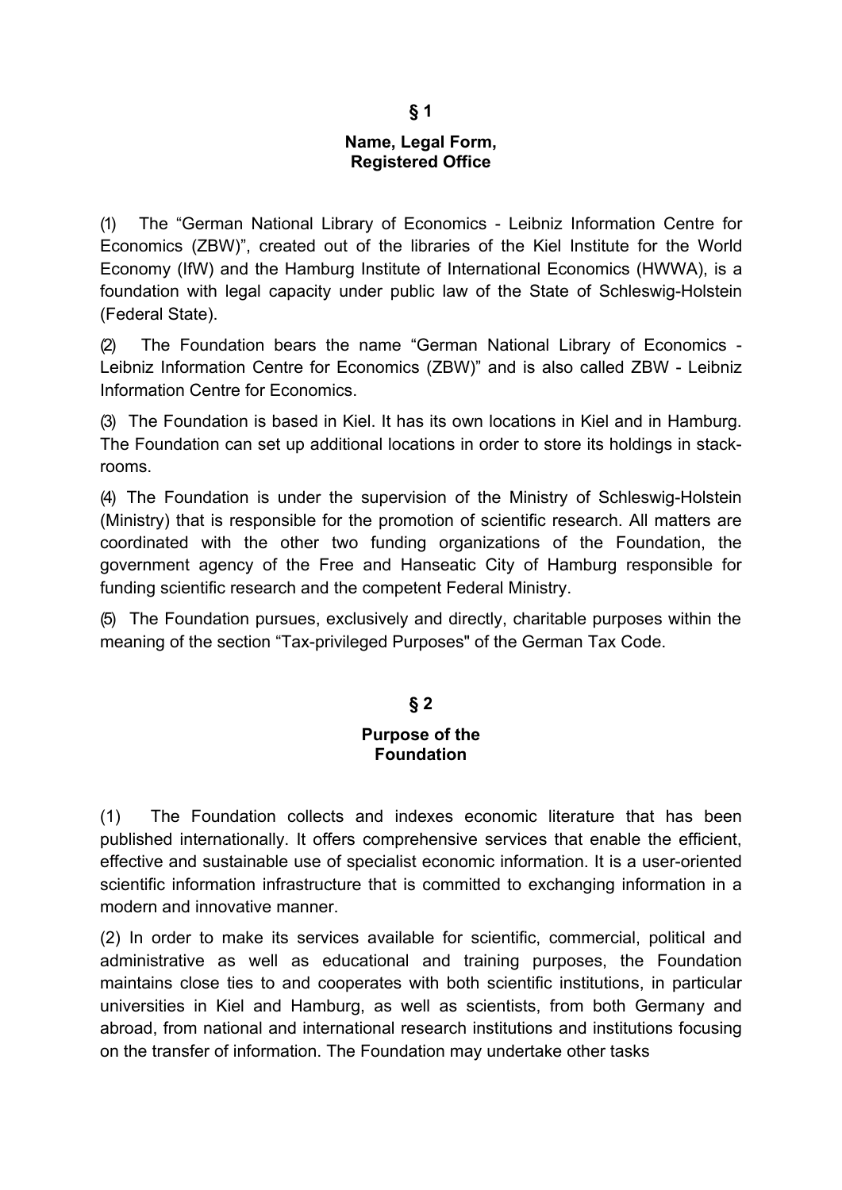## § 1

### Name, Legal Form, Registered Office

(1) The "German National Library of Economics - Leibniz Information Centre for Economics (ZBW)", created out of the libraries of the Kiel Institute for the World Economy (IfW) and the Hamburg Institute of International Economics (HWWA), is a foundation with legal capacity under public law of the State of Schleswig-Holstein (Federal State).

(2) The Foundation bears the name "German National Library of Economics - Leibniz Information Centre for Economics (ZBW)" and is also called ZBW - Leibniz Information Centre for Economics.

(3) The Foundation is based in Kiel. It has its own locations in Kiel and in Hamburg. The Foundation can set up additional locations in order to store its holdings in stack-rooms.

(4) The Foundation is under the supervision of the Ministry of Schleswig-Holstein (Ministry) that is responsible for the promotion of scientific research. All matters are coordinated with the other two funding organizations of the Foundation, the government agency of the Free and Hanseatic City of Hamburg responsible for funding scientific research and the competent Federal Ministry.

(5) The Foundation pursues, exclusively and directly, charitable purposes within the meaning of the section "Tax-privileged Purposes" of the German Tax Code.

## § 2

### Purpose of the Foundation

(1) The Foundation collects and indexes economic literature that has been published internationally. It offers comprehensive services that enable the efficient, effective and sustainable use of specialist economic information. It is a user-oriented scientific information infrastructure that is committed to exchanging information in a modern and innovative manner.

(2) In order to make its services available for scientific, commercial, political and administrative as well as educational and training purposes, the Foundation maintains close ties to and cooperates with both scientific institutions, in particular universities in Kiel and Hamburg, as well as scientists, from both Germany and abroad, from national and international research institutions and institutions focusing on the transfer of information. The Foundation may undertake other tasks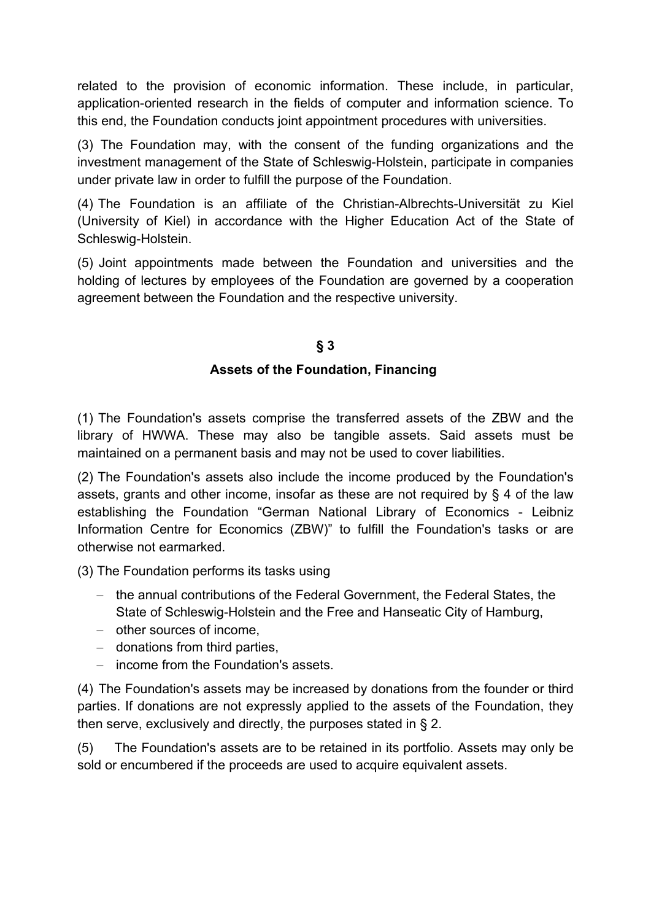related to the provision of economic information. These include, in particular, application-oriented research in the fields of computer and information science. To this end, the Foundation conducts joint appointment procedures with universities.

(3) The Foundation may, with the consent of the funding organizations and the investment management of the State of Schleswig-Holstein, participate in companies under private law in order to fulfill the purpose of the Foundation.

(4) The Foundation is an affiliate of the Christian-Albrechts-Universität zu Kiel (University of Kiel) in accordance with the Higher Education Act of the State of Schleswig-Holstein.

(5) Joint appointments made between the Foundation and universities and the holding of lectures by employees of the Foundation are governed by a cooperation agreement between the Foundation and the respective university.

## § 3

## Assets of the Foundation, Financing

(1) The Foundation's assets comprise the transferred assets of the ZBW and the library of HWWA. These may also be tangible assets. Said assets must be maintained on a permanent basis and may not be used to cover liabilities.

(2) The Foundation's assets also include the income produced by the Foundation's assets, grants and other income, insofar as these are not required by § 4 of the law establishing the Foundation "German National Library of Economics - Leibniz Information Centre for Economics (ZBW)" to fulfill the Foundation's tasks or are otherwise not earmarked.

(3) The Foundation performs its tasks using

- the annual contributions of the Federal Government, the Federal States, the State of Schleswig-Holstein and the Free and Hanseatic City of Hamburg,
- other sources of income,
- donations from third parties,
- income from the Foundation's assets.

(4) The Foundation's assets may be increased by donations from the founder or third parties. If donations are not expressly applied to the assets of the Foundation, they then serve, exclusively and directly, the purposes stated in § 2.

(5) The Foundation's assets are to be retained in its portfolio. Assets may only be sold or encumbered if the proceeds are used to acquire equivalent assets.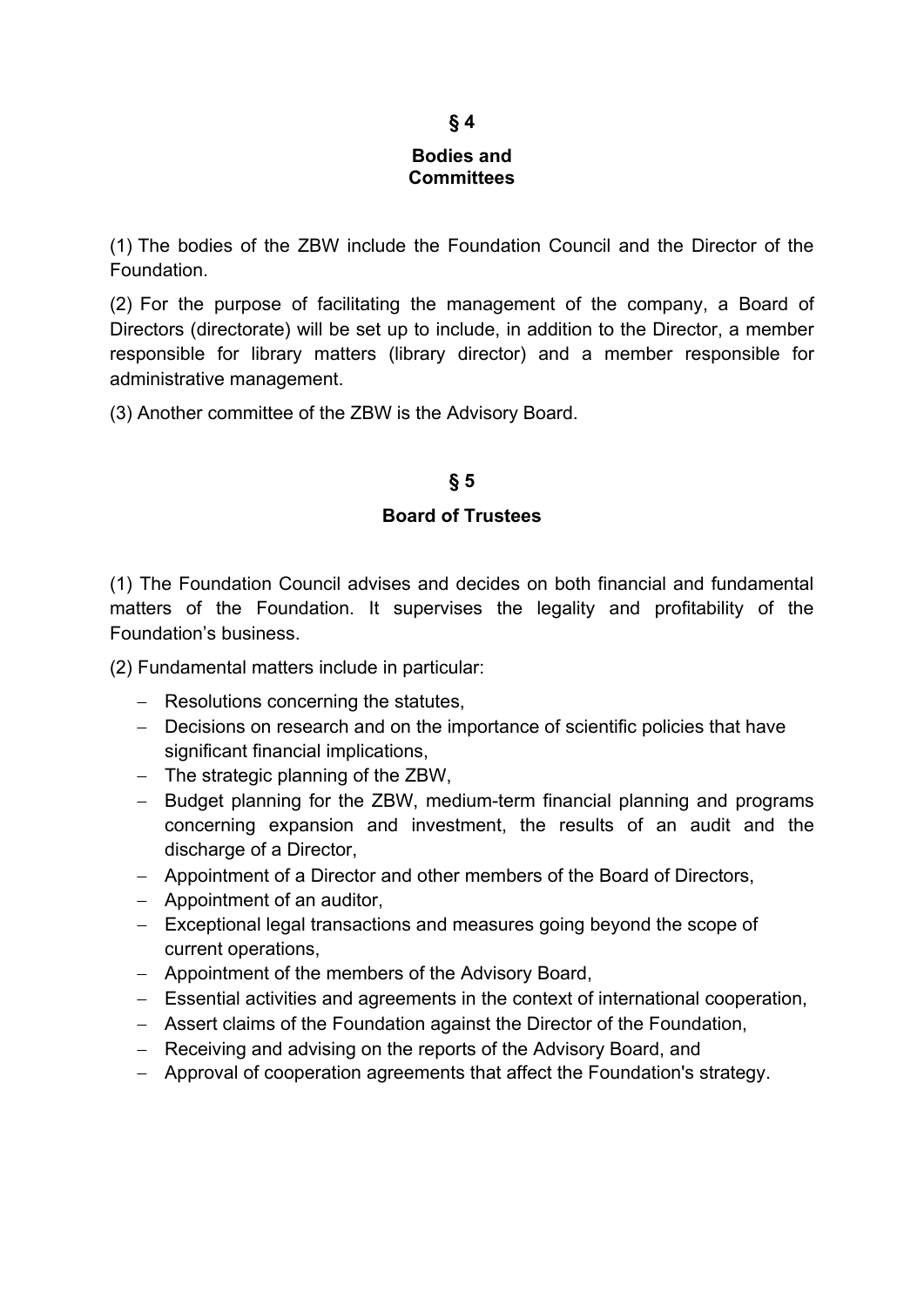## § 4

## Bodies and Committees

(1) The bodies of the ZBW include the Foundation Council and the Director of the Foundation.

(2) For the purpose of facilitating the management of the company, a Board of Directors (directorate) will be set up to include, in addition to the Director, a member responsible for library matters (library director) and a member responsible for administrative management.

(3) Another committee of the ZBW is the Advisory Board.

## § 5

## Board of Trustees

(1) The Foundation Council advises and decides on both financial and fundamental matters of the Foundation. It supervises the legality and profitability of the Foundation's business.

(2) Fundamental matters include in particular:

- Resolutions concerning the statutes,
- Decisions on research and on the importance of scientific policies that have significant financial implications,
- The strategic planning of the ZBW,
- Budget planning for the ZBW, medium-term financial planning and programs concerning expansion and investment, the results of an audit and the discharge of a Director,
- Appointment of a Director and other members of the Board of Directors,
- Appointment of an auditor,
- Exceptional legal transactions and measures going beyond the scope of current operations,
- Appointment of the members of the Advisory Board,
- Essential activities and agreements in the context of international cooperation,
- Assert claims of the Foundation against the Director of the Foundation,
- Receiving and advising on the reports of the Advisory Board, and
- Approval of cooperation agreements that affect the Foundation's strategy.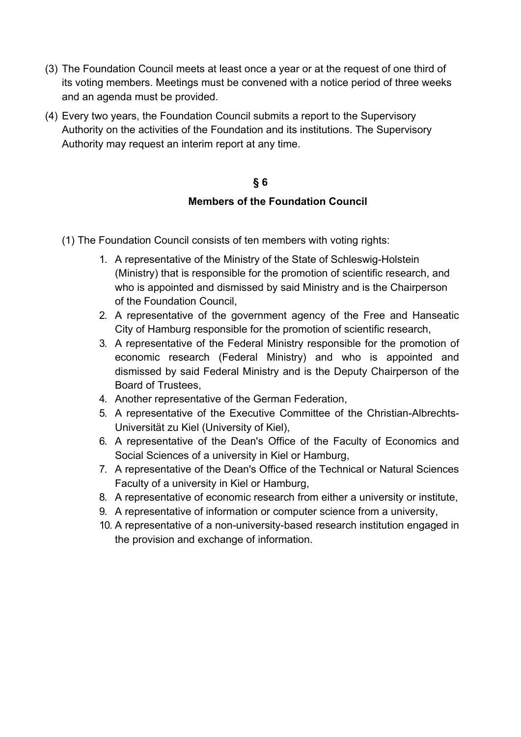(3) The Foundation Council meets at least once a year or at the request of one third of its voting members. Meetings must be convened with a notice period of three weeks and an agenda must be provided.

(4) Every two years, the Foundation Council submits a report to the Supervisory Authority on the activities of the Foundation and its institutions. The Supervisory Authority may request an interim report at any time.

## § 6

## Members of the Foundation Council

(1) The Foundation Council consists of ten members with voting rights:

1. A representative of the Ministry of the State of Schleswig-Holstein (Ministry) that is responsible for the promotion of scientific research, and who is appointed and dismissed by said Ministry and is the Chairperson of the Foundation Council,
2. A representative of the government agency of the Free and Hanseatic City of Hamburg responsible for the promotion of scientific research,
3. A representative of the Federal Ministry responsible for the promotion of economic research (Federal Ministry) and who is appointed and dismissed by said Federal Ministry and is the Deputy Chairperson of the Board of Trustees,
4. Another representative of the German Federation,
5. A representative of the Executive Committee of the Christian-Albrechts-Universität zu Kiel (University of Kiel),
6. A representative of the Dean's Office of the Faculty of Economics and Social Sciences of a university in Kiel or Hamburg,
7. A representative of the Dean's Office of the Technical or Natural Sciences Faculty of a university in Kiel or Hamburg,
8. A representative of economic research from either a university or institute,
9. A representative of information or computer science from a university,
10. A representative of a non-university-based research institution engaged in the provision and exchange of information.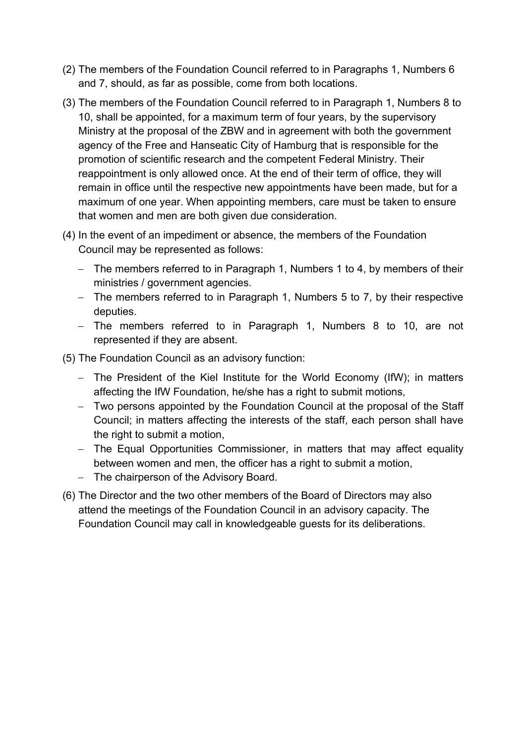(2) The members of the Foundation Council referred to in Paragraphs 1, Numbers 6 and 7, should, as far as possible, come from both locations.

(3) The members of the Foundation Council referred to in Paragraph 1, Numbers 8 to 10, shall be appointed, for a maximum term of four years, by the supervisory Ministry at the proposal of the ZBW and in agreement with both the government agency of the Free and Hanseatic City of Hamburg that is responsible for the promotion of scientific research and the competent Federal Ministry. Their reappointment is only allowed once. At the end of their term of office, they will remain in office until the respective new appointments have been made, but for a maximum of one year. When appointing members, care must be taken to ensure that women and men are both given due consideration.

(4) In the event of an impediment or absence, the members of the Foundation Council may be represented as follows:

- The members referred to in Paragraph 1, Numbers 1 to 4, by members of their ministries / government agencies.
- The members referred to in Paragraph 1, Numbers 5 to 7, by their respective deputies.
- The members referred to in Paragraph 1, Numbers 8 to 10, are not represented if they are absent.

(5) The Foundation Council as an advisory function:

- The President of the Kiel Institute for the World Economy (IfW); in matters affecting the IfW Foundation, he/she has a right to submit motions,
- Two persons appointed by the Foundation Council at the proposal of the Staff Council; in matters affecting the interests of the staff, each person shall have the right to submit a motion,
- The Equal Opportunities Commissioner, in matters that may affect equality between women and men, the officer has a right to submit a motion,
- The chairperson of the Advisory Board.

(6) The Director and the two other members of the Board of Directors may also attend the meetings of the Foundation Council in an advisory capacity. The Foundation Council may call in knowledgeable guests for its deliberations.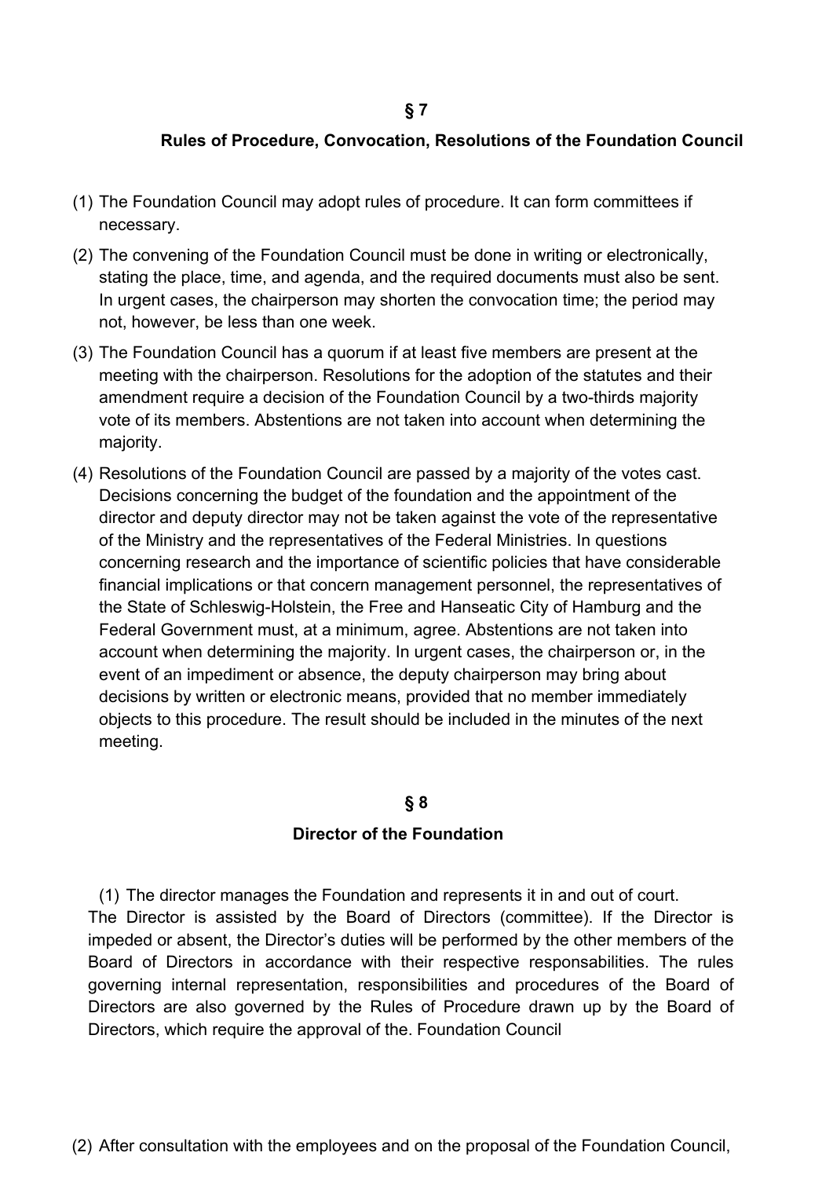## § 7

### Rules of Procedure, Convocation, Resolutions of the Foundation Council

(1) The Foundation Council may adopt rules of procedure. It can form committees if necessary.

(2) The convening of the Foundation Council must be done in writing or electronically, stating the place, time, and agenda, and the required documents must also be sent. In urgent cases, the chairperson may shorten the convocation time; the period may not, however, be less than one week.

(3) The Foundation Council has a quorum if at least five members are present at the meeting with the chairperson. Resolutions for the adoption of the statutes and their amendment require a decision of the Foundation Council by a two-thirds majority vote of its members. Abstentions are not taken into account when determining the majority.

(4) Resolutions of the Foundation Council are passed by a majority of the votes cast. Decisions concerning the budget of the foundation and the appointment of the director and deputy director may not be taken against the vote of the representative of the Ministry and the representatives of the Federal Ministries. In questions concerning research and the importance of scientific policies that have considerable financial implications or that concern management personnel, the representatives of the State of Schleswig-Holstein, the Free and Hanseatic City of Hamburg and the Federal Government must, at a minimum, agree. Abstentions are not taken into account when determining the majority. In urgent cases, the chairperson or, in the event of an impediment or absence, the deputy chairperson may bring about decisions by written or electronic means, provided that no member immediately objects to this procedure. The result should be included in the minutes of the next meeting.

## § 8

### Director of the Foundation

(1) The director manages the Foundation and represents it in and out of court. The Director is assisted by the Board of Directors (committee). If the Director is impeded or absent, the Director's duties will be performed by the other members of the Board of Directors in accordance with their respective responsabilities. The rules governing internal representation, responsibilities and procedures of the Board of Directors are also governed by the Rules of Procedure drawn up by the Board of Directors, which require the approval of the. Foundation Council

(2) After consultation with the employees and on the proposal of the Foundation Council,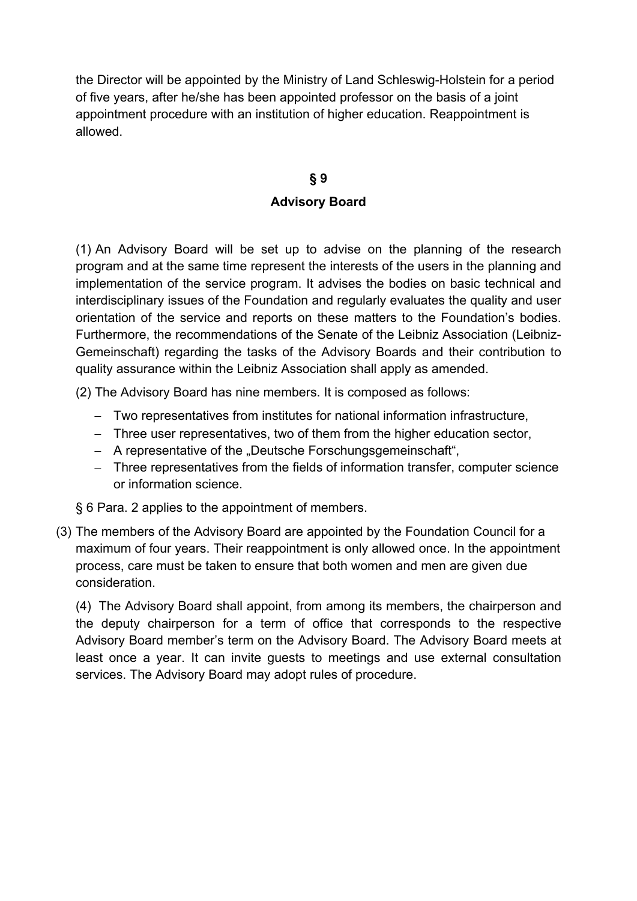the Director will be appointed by the Ministry of Land Schleswig-Holstein for a period of five years, after he/she has been appointed professor on the basis of a joint appointment procedure with an institution of higher education. Reappointment is allowed.

## § 9

## Advisory Board

(1) An Advisory Board will be set up to advise on the planning of the research program and at the same time represent the interests of the users in the planning and implementation of the service program. It advises the bodies on basic technical and interdisciplinary issues of the Foundation and regularly evaluates the quality and user orientation of the service and reports on these matters to the Foundation's bodies. Furthermore, the recommendations of the Senate of the Leibniz Association (Leibniz-Gemeinschaft) regarding the tasks of the Advisory Boards and their contribution to quality assurance within the Leibniz Association shall apply as amended.

(2) The Advisory Board has nine members. It is composed as follows:

- Two representatives from institutes for national information infrastructure,
- Three user representatives, two of them from the higher education sector,
- A representative of the „Deutsche Forschungsgemeinschaft",
- Three representatives from the fields of information transfer, computer science or information science.

§ 6 Para. 2 applies to the appointment of members.

(3) The members of the Advisory Board are appointed by the Foundation Council for a maximum of four years. Their reappointment is only allowed once. In the appointment process, care must be taken to ensure that both women and men are given due consideration.

(4) The Advisory Board shall appoint, from among its members, the chairperson and the deputy chairperson for a term of office that corresponds to the respective Advisory Board member's term on the Advisory Board. The Advisory Board meets at least once a year. It can invite guests to meetings and use external consultation services. The Advisory Board may adopt rules of procedure.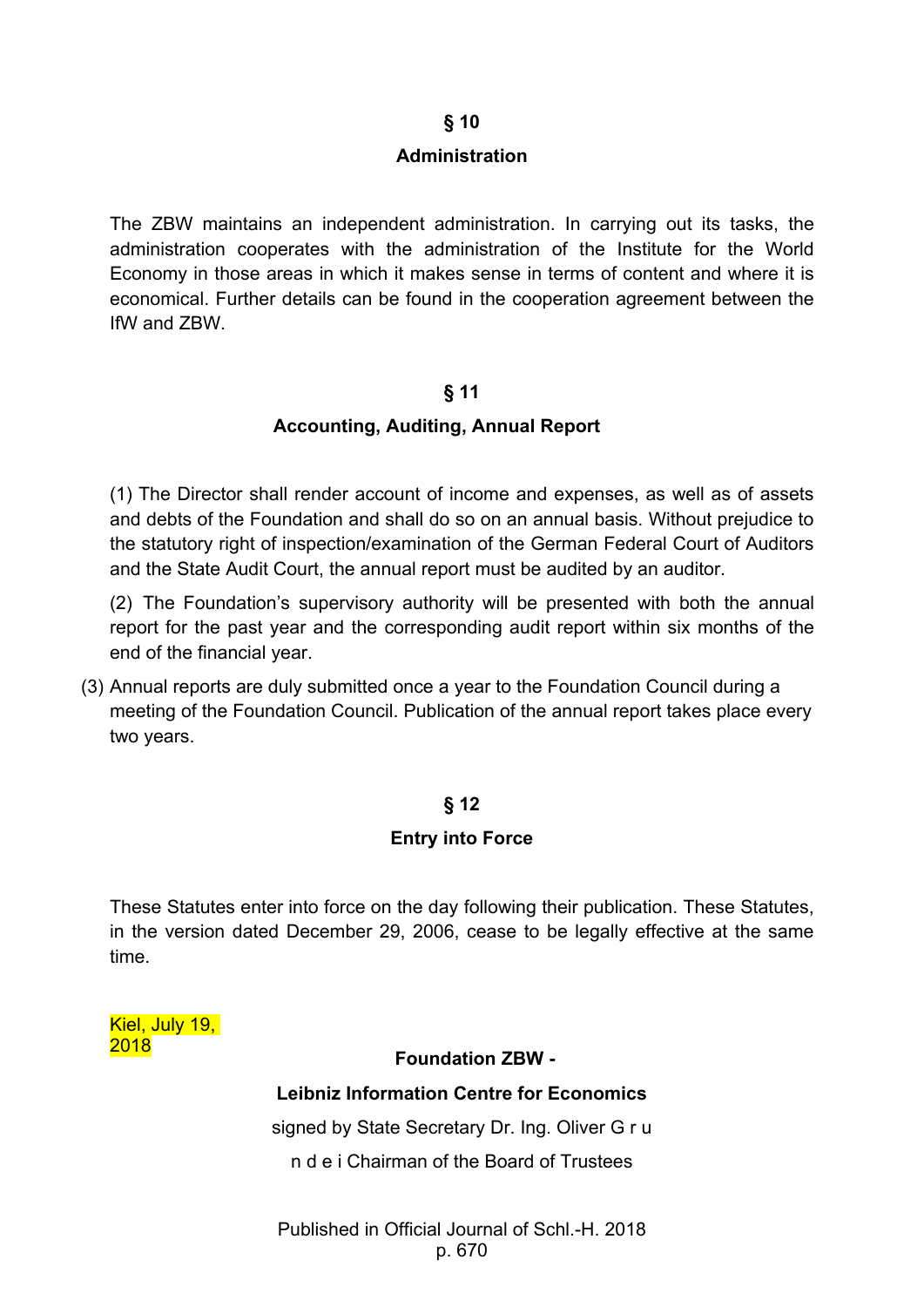## § 10

### Administration

The ZBW maintains an independent administration. In carrying out its tasks, the administration cooperates with the administration of the Institute for the World Economy in those areas in which it makes sense in terms of content and where it is economical. Further details can be found in the cooperation agreement between the IfW and ZBW.

## § 11

### Accounting, Auditing, Annual Report

(1) The Director shall render account of income and expenses, as well as of assets and debts of the Foundation and shall do so on an annual basis. Without prejudice to the statutory right of inspection/examination of the German Federal Court of Auditors and the State Audit Court, the annual report must be audited by an auditor.

(2) The Foundation's supervisory authority will be presented with both the annual report for the past year and the corresponding audit report within six months of the end of the financial year.

(3) Annual reports are duly submitted once a year to the Foundation Council during a meeting of the Foundation Council. Publication of the annual report takes place every two years.

## § 12

### Entry into Force

These Statutes enter into force on the day following their publication. These Statutes, in the version dated December 29, 2006, cease to be legally effective at the same time.

Kiel, July 19, 2018

**Foundation ZBW -**

**Leibniz Information Centre for Economics**

signed by State Secretary Dr. Ing. Oliver G r u n d e i Chairman of the Board of Trustees

Published in Official Journal of Schl.-H. 2018 p. 670